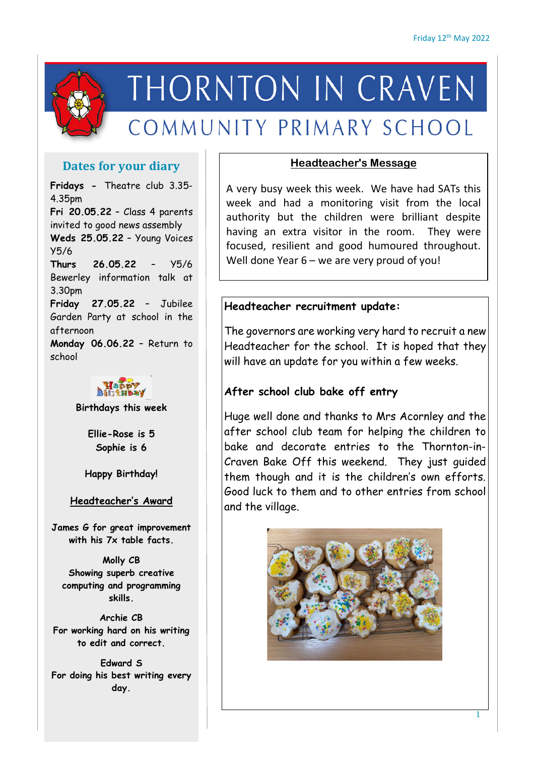Friday 12th May 2022

# THORNTON IN CRAVEN

## COMMUNITY PRIMARY SCHOOL

### Dates for your diary

**Fridays** - Theatre club 3.35-4.35pm
**Fri 20.05.22** – Class 4 parents invited to good news assembly
**Weds 25.05.22** – Young Voices Y5/6
**Thurs 26.05.22** – Y5/6 Bewerley information talk at 3.30pm
**Friday 27.05.22** – Jubilee Garden Party at school in the afternoon
**Monday 06.06.22** – Return to school

**Birthdays this week**

**Ellie-Rose is 5**
**Sophie is 6**

**Happy Birthday!**

**Headteacher's Award**

**James G for great improvement with his 7x table facts.**

**Molly CB**
**Showing superb creative computing and programming skills.**

**Archie CB**
**For working hard on his writing to edit and correct.**

**Edward S**
**For doing his best writing every day.**

### Headteacher's Message

A very busy week this week. We have had SATs this week and had a monitoring visit from the local authority but the children were brilliant despite having an extra visitor in the room. They were focused, resilient and good humoured throughout. Well done Year 6 – we are very proud of you!

**Headteacher recruitment update:**

The governors are working very hard to recruit a new Headteacher for the school. It is hoped that they will have an update for you within a few weeks.

**After school club bake off entry**

Huge well done and thanks to Mrs Acornley and the after school club team for helping the children to bake and decorate entries to the Thornton-in-Craven Bake Off this weekend. They just guided them though and it is the children's own efforts. Good luck to them and to other entries from school and the village.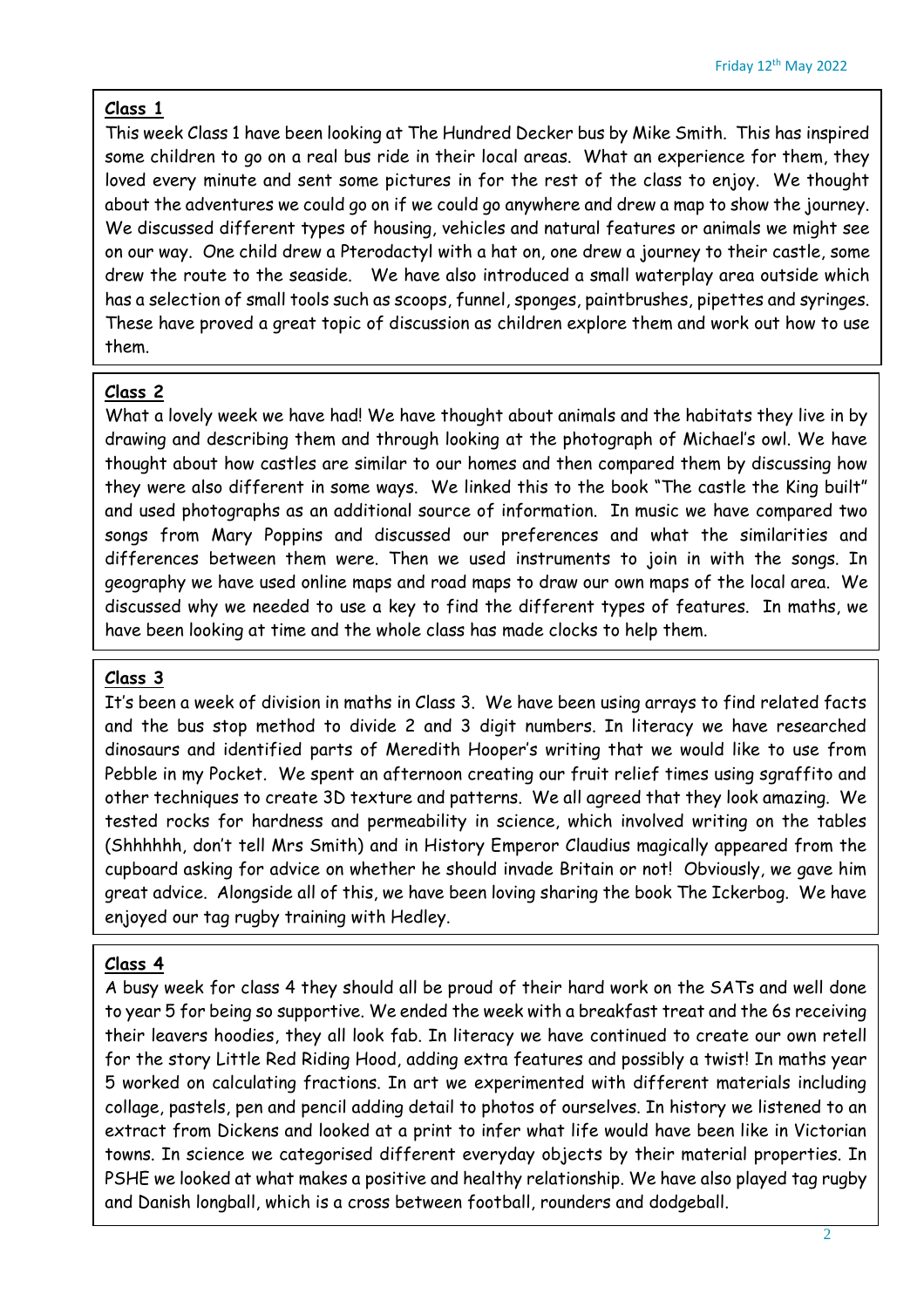Friday 12th May 2022

## Class 1

This week Class 1 have been looking at The Hundred Decker bus by Mike Smith. This has inspired some children to go on a real bus ride in their local areas. What an experience for them, they loved every minute and sent some pictures in for the rest of the class to enjoy. We thought about the adventures we could go on if we could go anywhere and drew a map to show the journey. We discussed different types of housing, vehicles and natural features or animals we might see on our way. One child drew a Pterodactyl with a hat on, one drew a journey to their castle, some drew the route to the seaside. We have also introduced a small waterplay area outside which has a selection of small tools such as scoops, funnel, sponges, paintbrushes, pipettes and syringes. These have proved a great topic of discussion as children explore them and work out how to use them.

## Class 2

What a lovely week we have had! We have thought about animals and the habitats they live in by drawing and describing them and through looking at the photograph of Michael's owl. We have thought about how castles are similar to our homes and then compared them by discussing how they were also different in some ways. We linked this to the book "The castle the King built" and used photographs as an additional source of information. In music we have compared two songs from Mary Poppins and discussed our preferences and what the similarities and differences between them were. Then we used instruments to join in with the songs. In geography we have used online maps and road maps to draw our own maps of the local area. We discussed why we needed to use a key to find the different types of features. In maths, we have been looking at time and the whole class has made clocks to help them.

## Class 3

It's been a week of division in maths in Class 3. We have been using arrays to find related facts and the bus stop method to divide 2 and 3 digit numbers. In literacy we have researched dinosaurs and identified parts of Meredith Hooper's writing that we would like to use from Pebble in my Pocket. We spent an afternoon creating our fruit relief times using sgraffito and other techniques to create 3D texture and patterns. We all agreed that they look amazing. We tested rocks for hardness and permeability in science, which involved writing on the tables (Shhhhhh, don't tell Mrs Smith) and in History Emperor Claudius magically appeared from the cupboard asking for advice on whether he should invade Britain or not! Obviously, we gave him great advice. Alongside all of this, we have been loving sharing the book The Ickerbog. We have enjoyed our tag rugby training with Hedley.

## Class 4

A busy week for class 4 they should all be proud of their hard work on the SATs and well done to year 5 for being so supportive. We ended the week with a breakfast treat and the 6s receiving their leavers hoodies, they all look fab. In literacy we have continued to create our own retell for the story Little Red Riding Hood, adding extra features and possibly a twist! In maths year 5 worked on calculating fractions. In art we experimented with different materials including collage, pastels, pen and pencil adding detail to photos of ourselves. In history we listened to an extract from Dickens and looked at a print to infer what life would have been like in Victorian towns. In science we categorised different everyday objects by their material properties. In PSHE we looked at what makes a positive and healthy relationship. We have also played tag rugby and Danish longball, which is a cross between football, rounders and dodgeball.